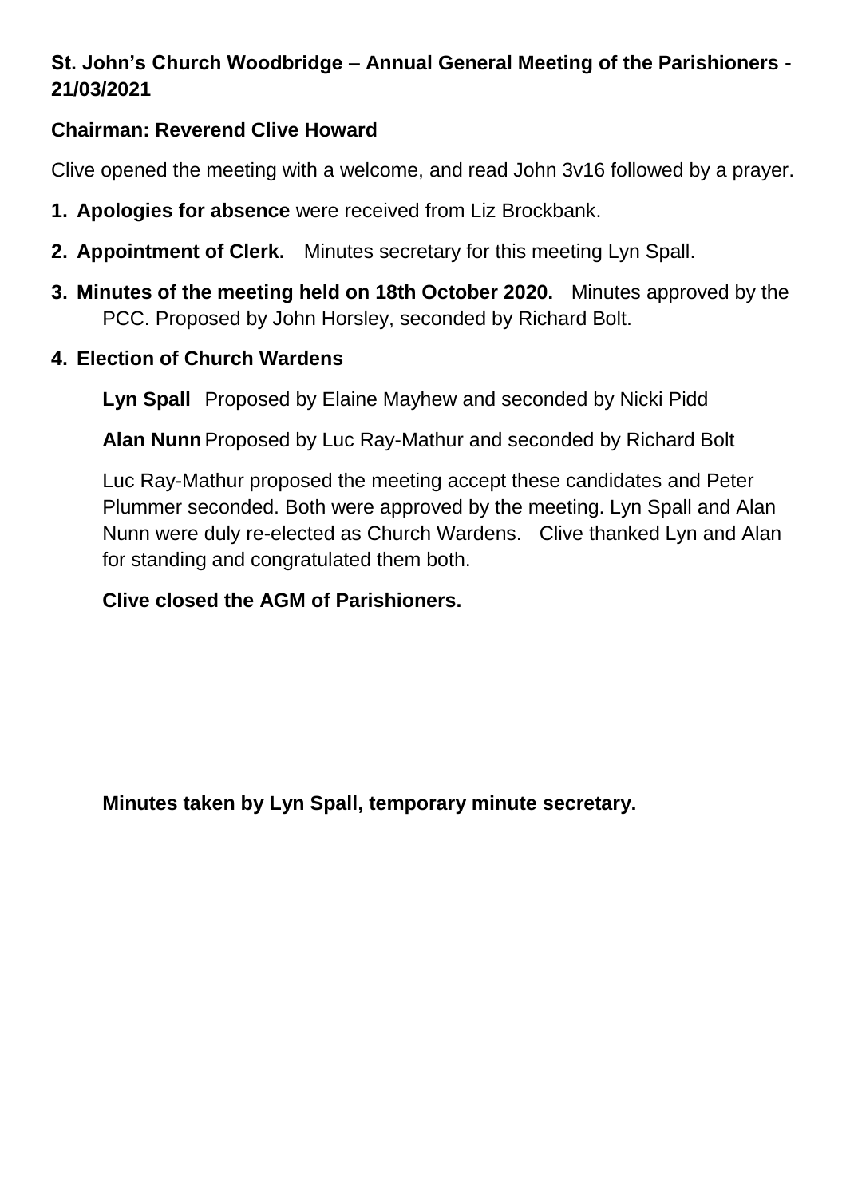**St. John's Church Woodbridge – Annual General Meeting of the Parishioners - 21/03/2021**

**Chairman: Reverend Clive Howard**

Clive opened the meeting with a welcome, and read John 3v16 followed by a prayer.

1. **Apologies for absence** were received from Liz Brockbank.
2. **Appointment of Clerk.** Minutes secretary for this meeting Lyn Spall.
3. **Minutes of the meeting held on 18th October 2020.** Minutes approved by the PCC. Proposed by John Horsley, seconded by Richard Bolt.
4. **Election of Church Wardens**

   **Lyn Spall** Proposed by Elaine Mayhew and seconded by Nicki Pidd

   **Alan Nunn** Proposed by Luc Ray-Mathur and seconded by Richard Bolt

   Luc Ray-Mathur proposed the meeting accept these candidates and Peter Plummer seconded. Both were approved by the meeting. Lyn Spall and Alan Nunn were duly re-elected as Church Wardens. Clive thanked Lyn and Alan for standing and congratulated them both.

   **Clive closed the AGM of Parishioners.**

**Minutes taken by Lyn Spall, temporary minute secretary.**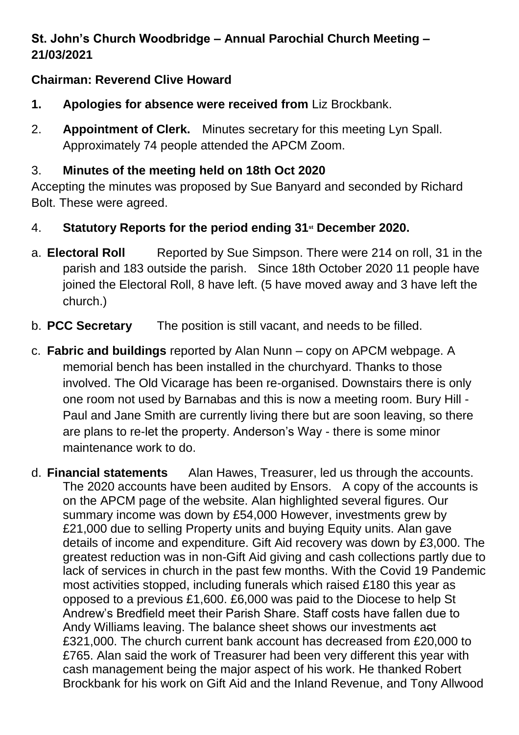**St. John's Church Woodbridge – Annual Parochial Church Meeting – 21/03/2021**

**Chairman: Reverend Clive Howard**

1. **Apologies for absence were received from** Liz Brockbank.
2. **Appointment of Clerk.** Minutes secretary for this meeting Lyn Spall. Approximately 74 people attended the APCM Zoom.
3. **Minutes of the meeting held on 18th Oct 2020**

Accepting the minutes was proposed by Sue Banyard and seconded by Richard Bolt. These were agreed.

4. **Statutory Reports for the period ending 31st December 2020.**

a. **Electoral Roll** Reported by Sue Simpson. There were 214 on roll, 31 in the parish and 183 outside the parish. Since 18th October 2020 11 people have joined the Electoral Roll, 8 have left. (5 have moved away and 3 have left the church.)

b. **PCC Secretary** The position is still vacant, and needs to be filled.

c. **Fabric and buildings** reported by Alan Nunn – copy on APCM webpage. A memorial bench has been installed in the churchyard. Thanks to those involved. The Old Vicarage has been re-organised. Downstairs there is only one room not used by Barnabas and this is now a meeting room. Bury Hill - Paul and Jane Smith are currently living there but are soon leaving, so there are plans to re-let the property. Anderson's Way - there is some minor maintenance work to do.

d. **Financial statements** Alan Hawes, Treasurer, led us through the accounts. The 2020 accounts have been audited by Ensors. A copy of the accounts is on the APCM page of the website. Alan highlighted several figures. Our summary income was down by £54,000 However, investments grew by £21,000 due to selling Property units and buying Equity units. Alan gave details of income and expenditure. Gift Aid recovery was down by £3,000. The greatest reduction was in non-Gift Aid giving and cash collections partly due to lack of services in church in the past few months. With the Covid 19 Pandemic most activities stopped, including funerals which raised £180 this year as opposed to a previous £1,600. £6,000 was paid to the Diocese to help St Andrew's Bredfield meet their Parish Share. Staff costs have fallen due to Andy Williams leaving. The balance sheet shows our investments ~~act~~ £321,000. The church current bank account has decreased from £20,000 to £765. Alan said the work of Treasurer had been very different this year with cash management being the major aspect of his work. He thanked Robert Brockbank for his work on Gift Aid and the Inland Revenue, and Tony Allwood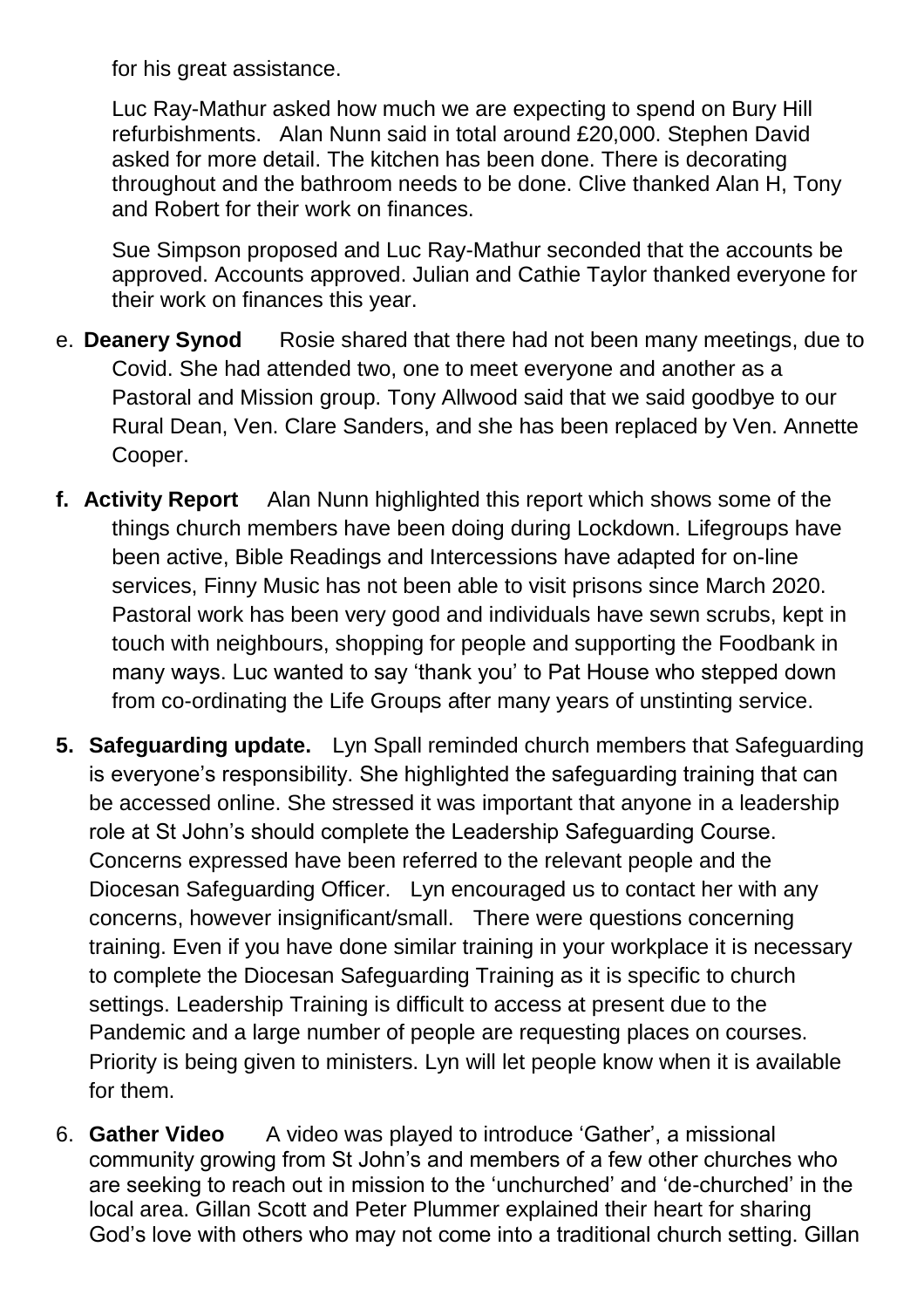for his great assistance.

Luc Ray-Mathur asked how much we are expecting to spend on Bury Hill refurbishments. Alan Nunn said in total around £20,000. Stephen David asked for more detail. The kitchen has been done. There is decorating throughout and the bathroom needs to be done. Clive thanked Alan H, Tony and Robert for their work on finances.

Sue Simpson proposed and Luc Ray-Mathur seconded that the accounts be approved. Accounts approved. Julian and Cathie Taylor thanked everyone for their work on finances this year.

e. **Deanery Synod** Rosie shared that there had not been many meetings, due to Covid. She had attended two, one to meet everyone and another as a Pastoral and Mission group. Tony Allwood said that we said goodbye to our Rural Dean, Ven. Clare Sanders, and she has been replaced by Ven. Annette Cooper.

**f. Activity Report** Alan Nunn highlighted this report which shows some of the things church members have been doing during Lockdown. Lifegroups have been active, Bible Readings and Intercessions have adapted for on-line services, Finny Music has not been able to visit prisons since March 2020. Pastoral work has been very good and individuals have sewn scrubs, kept in touch with neighbours, shopping for people and supporting the Foodbank in many ways. Luc wanted to say 'thank you' to Pat House who stepped down from co-ordinating the Life Groups after many years of unstinting service.

**5. Safeguarding update.** Lyn Spall reminded church members that Safeguarding is everyone's responsibility. She highlighted the safeguarding training that can be accessed online. She stressed it was important that anyone in a leadership role at St John's should complete the Leadership Safeguarding Course. Concerns expressed have been referred to the relevant people and the Diocesan Safeguarding Officer. Lyn encouraged us to contact her with any concerns, however insignificant/small. There were questions concerning training. Even if you have done similar training in your workplace it is necessary to complete the Diocesan Safeguarding Training as it is specific to church settings. Leadership Training is difficult to access at present due to the Pandemic and a large number of people are requesting places on courses. Priority is being given to ministers. Lyn will let people know when it is available for them.

6. **Gather Video** A video was played to introduce 'Gather', a missional community growing from St John's and members of a few other churches who are seeking to reach out in mission to the 'unchurched' and 'de-churched' in the local area. Gillan Scott and Peter Plummer explained their heart for sharing God's love with others who may not come into a traditional church setting. Gillan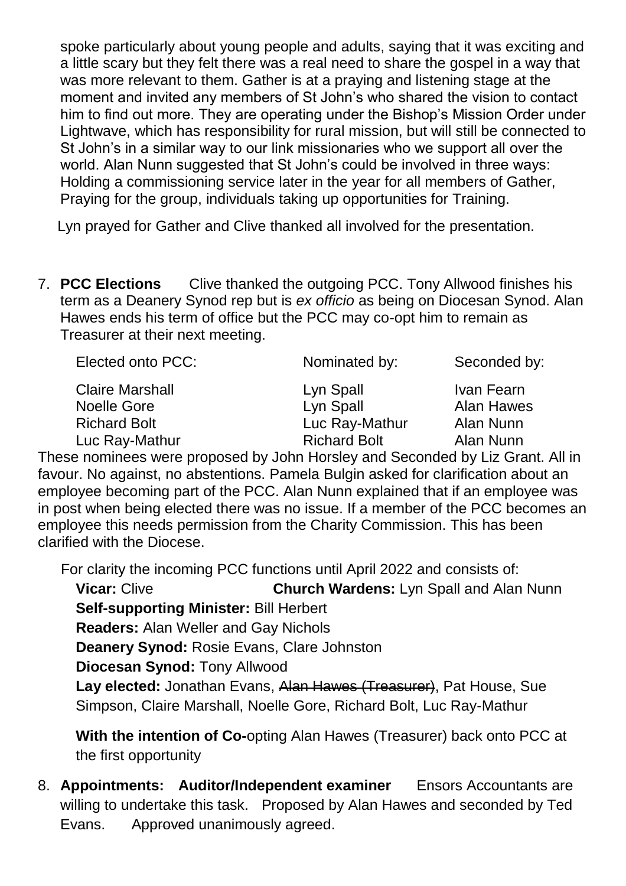spoke particularly about young people and adults, saying that it was exciting and a little scary but they felt there was a real need to share the gospel in a way that was more relevant to them. Gather is at a praying and listening stage at the moment and invited any members of St John's who shared the vision to contact him to find out more. They are operating under the Bishop's Mission Order under Lightwave, which has responsibility for rural mission, but will still be connected to St John's in a similar way to our link missionaries who we support all over the world. Alan Nunn suggested that St John's could be involved in three ways: Holding a commissioning service later in the year for all members of Gather, Praying for the group, individuals taking up opportunities for Training.

Lyn prayed for Gather and Clive thanked all involved for the presentation.

7. **PCC Elections** Clive thanked the outgoing PCC. Tony Allwood finishes his term as a Deanery Synod rep but is *ex officio* as being on Diocesan Synod. Alan Hawes ends his term of office but the PCC may co-opt him to remain as Treasurer at their next meeting.

| Elected onto PCC: | Nominated by: | Seconded by: |
|---|---|---|
| Claire Marshall | Lyn Spall | Ivan Fearn |
| Noelle Gore | Lyn Spall | Alan Hawes |
| Richard Bolt | Luc Ray-Mathur | Alan Nunn |
| Luc Ray-Mathur | Richard Bolt | Alan Nunn |

These nominees were proposed by John Horsley and Seconded by Liz Grant. All in favour. No against, no abstentions. Pamela Bulgin asked for clarification about an employee becoming part of the PCC. Alan Nunn explained that if an employee was in post when being elected there was no issue. If a member of the PCC becomes an employee this needs permission from the Charity Commission. This has been clarified with the Diocese.

For clarity the incoming PCC functions until April 2022 and consists of:

**Vicar:** Clive **Church Wardens:** Lyn Spall and Alan Nunn

**Self-supporting Minister:** Bill Herbert

**Readers:** Alan Weller and Gay Nichols

**Deanery Synod:** Rosie Evans, Clare Johnston

**Diocesan Synod:** Tony Allwood

**Lay elected:** Jonathan Evans, ~~Alan Hawes (Treasurer)~~, Pat House, Sue Simpson, Claire Marshall, Noelle Gore, Richard Bolt, Luc Ray-Mathur

**With the intention of Co-**opting Alan Hawes (Treasurer) back onto PCC at the first opportunity

8. **Appointments: Auditor/Independent examiner** Ensors Accountants are willing to undertake this task. Proposed by Alan Hawes and seconded by Ted Evans. ~~Approved~~ unanimously agreed.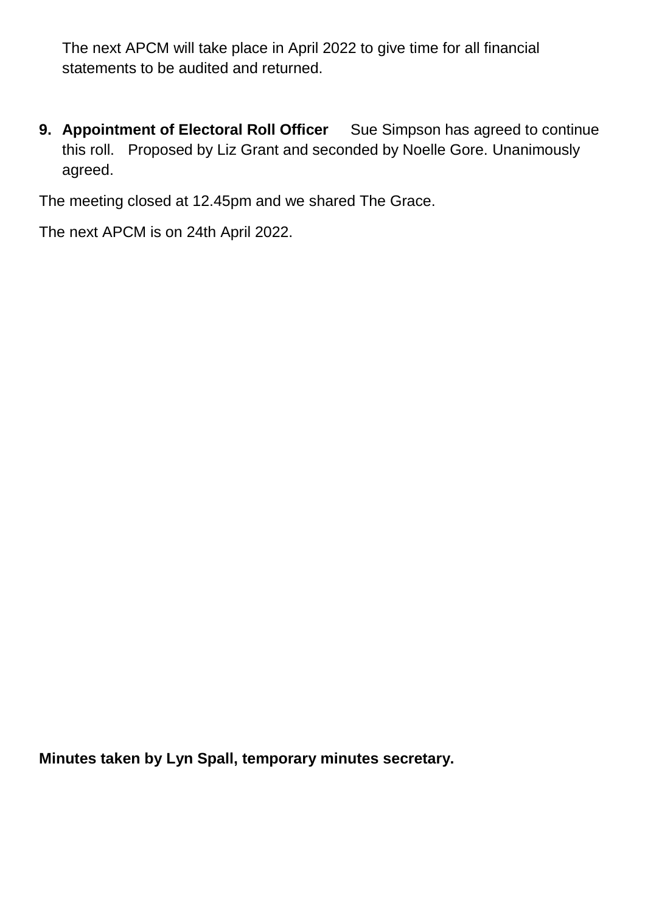The next APCM will take place in April 2022 to give time for all financial statements to be audited and returned.

9. **Appointment of Electoral Roll Officer** Sue Simpson has agreed to continue this roll. Proposed by Liz Grant and seconded by Noelle Gore. Unanimously agreed.

The meeting closed at 12.45pm and we shared The Grace.

The next APCM is on 24th April 2022.

**Minutes taken by Lyn Spall, temporary minutes secretary.**